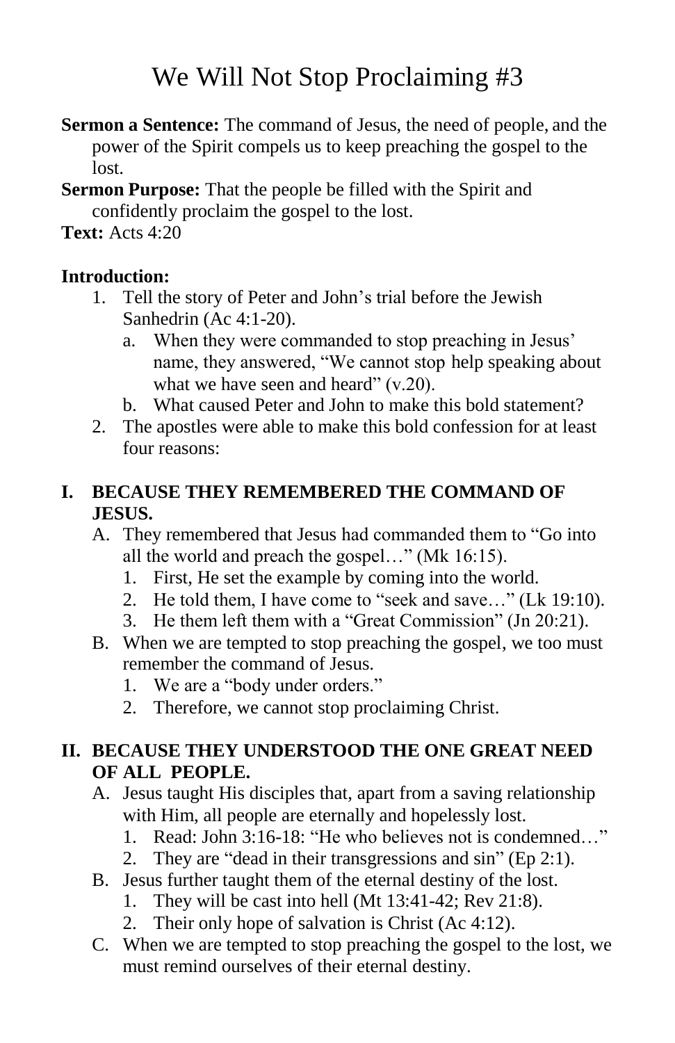# We Will Not Stop Proclaiming #3

**Sermon a Sentence:** The command of Jesus, the need of people, and the power of the Spirit compels us to keep preaching the gospel to the lost.

**Sermon Purpose:** That the people be filled with the Spirit and confidently proclaim the gospel to the lost.

**Text:** Acts 4:20

**Introduction:**

1. Tell the story of Peter and John's trial before the Jewish Sanhedrin (Ac 4:1-20).
   a. When they were commanded to stop preaching in Jesus' name, they answered, "We cannot stop help speaking about what we have seen and heard" (v.20).
   b. What caused Peter and John to make this bold statement?
2. The apostles were able to make this bold confession for at least four reasons:

## I. BECAUSE THEY REMEMBERED THE COMMAND OF JESUS.

A. They remembered that Jesus had commanded them to "Go into all the world and preach the gospel…" (Mk 16:15).
   1. First, He set the example by coming into the world.
   2. He told them, I have come to "seek and save…" (Lk 19:10).
   3. He them left them with a "Great Commission" (Jn 20:21).

B. When we are tempted to stop preaching the gospel, we too must remember the command of Jesus.
   1. We are a "body under orders."
   2. Therefore, we cannot stop proclaiming Christ.

## II. BECAUSE THEY UNDERSTOOD THE ONE GREAT NEED OF ALL PEOPLE.

A. Jesus taught His disciples that, apart from a saving relationship with Him, all people are eternally and hopelessly lost.
   1. Read: John 3:16-18: "He who believes not is condemned…"
   2. They are "dead in their transgressions and sin" (Ep 2:1).

B. Jesus further taught them of the eternal destiny of the lost.
   1. They will be cast into hell (Mt 13:41-42; Rev 21:8).
   2. Their only hope of salvation is Christ (Ac 4:12).

C. When we are tempted to stop preaching the gospel to the lost, we must remind ourselves of their eternal destiny.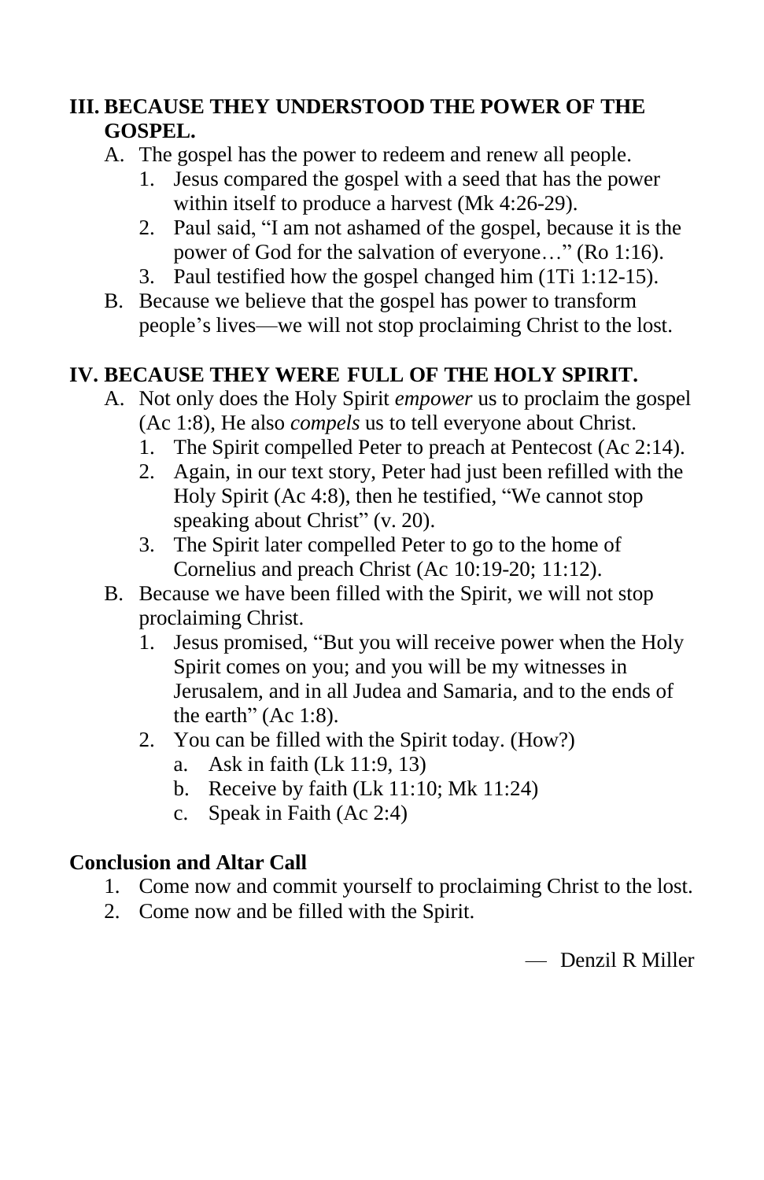## III. BECAUSE THEY UNDERSTOOD THE POWER OF THE GOSPEL.

A. The gospel has the power to redeem and renew all people.
   1. Jesus compared the gospel with a seed that has the power within itself to produce a harvest (Mk 4:26-29).
   2. Paul said, "I am not ashamed of the gospel, because it is the power of God for the salvation of everyone…" (Ro 1:16).
   3. Paul testified how the gospel changed him (1Ti 1:12-15).

B. Because we believe that the gospel has power to transform people's lives—we will not stop proclaiming Christ to the lost.

## IV. BECAUSE THEY WERE FULL OF THE HOLY SPIRIT.

A. Not only does the Holy Spirit *empower* us to proclaim the gospel (Ac 1:8), He also *compels* us to tell everyone about Christ.
   1. The Spirit compelled Peter to preach at Pentecost (Ac 2:14).
   2. Again, in our text story, Peter had just been refilled with the Holy Spirit (Ac 4:8), then he testified, "We cannot stop speaking about Christ" (v. 20).
   3. The Spirit later compelled Peter to go to the home of Cornelius and preach Christ (Ac 10:19-20; 11:12).

B. Because we have been filled with the Spirit, we will not stop proclaiming Christ.
   1. Jesus promised, "But you will receive power when the Holy Spirit comes on you; and you will be my witnesses in Jerusalem, and in all Judea and Samaria, and to the ends of the earth" (Ac 1:8).
   2. You can be filled with the Spirit today. (How?)
      a. Ask in faith (Lk 11:9, 13)
      b. Receive by faith (Lk 11:10; Mk 11:24)
      c. Speak in Faith (Ac 2:4)

**Conclusion and Altar Call**

1. Come now and commit yourself to proclaiming Christ to the lost.
2. Come now and be filled with the Spirit.

— Denzil R Miller